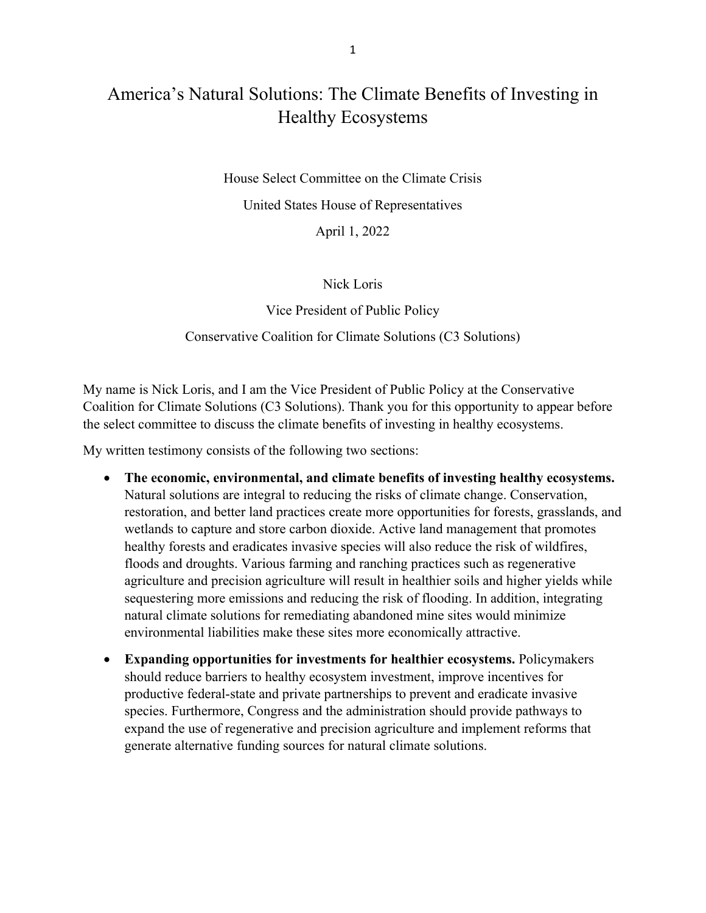# America's Natural Solutions: The Climate Benefits of Investing in Healthy Ecosystems

House Select Committee on the Climate Crisis

United States House of Representatives

April 1, 2022

Nick Loris

Vice President of Public Policy

Conservative Coalition for Climate Solutions (C3 Solutions)

My name is Nick Loris, and I am the Vice President of Public Policy at the Conservative Coalition for Climate Solutions (C3 Solutions). Thank you for this opportunity to appear before the select committee to discuss the climate benefits of investing in healthy ecosystems.

My written testimony consists of the following two sections:

- **The economic, environmental, and climate benefits of investing healthy ecosystems.** Natural solutions are integral to reducing the risks of climate change. Conservation, restoration, and better land practices create more opportunities for forests, grasslands, and wetlands to capture and store carbon dioxide. Active land management that promotes healthy forests and eradicates invasive species will also reduce the risk of wildfires, floods and droughts. Various farming and ranching practices such as regenerative agriculture and precision agriculture will result in healthier soils and higher yields while sequestering more emissions and reducing the risk of flooding. In addition, integrating natural climate solutions for remediating abandoned mine sites would minimize environmental liabilities make these sites more economically attractive.
- **Expanding opportunities for investments for healthier ecosystems.** Policymakers should reduce barriers to healthy ecosystem investment, improve incentives for productive federal-state and private partnerships to prevent and eradicate invasive species. Furthermore, Congress and the administration should provide pathways to expand the use of regenerative and precision agriculture and implement reforms that generate alternative funding sources for natural climate solutions.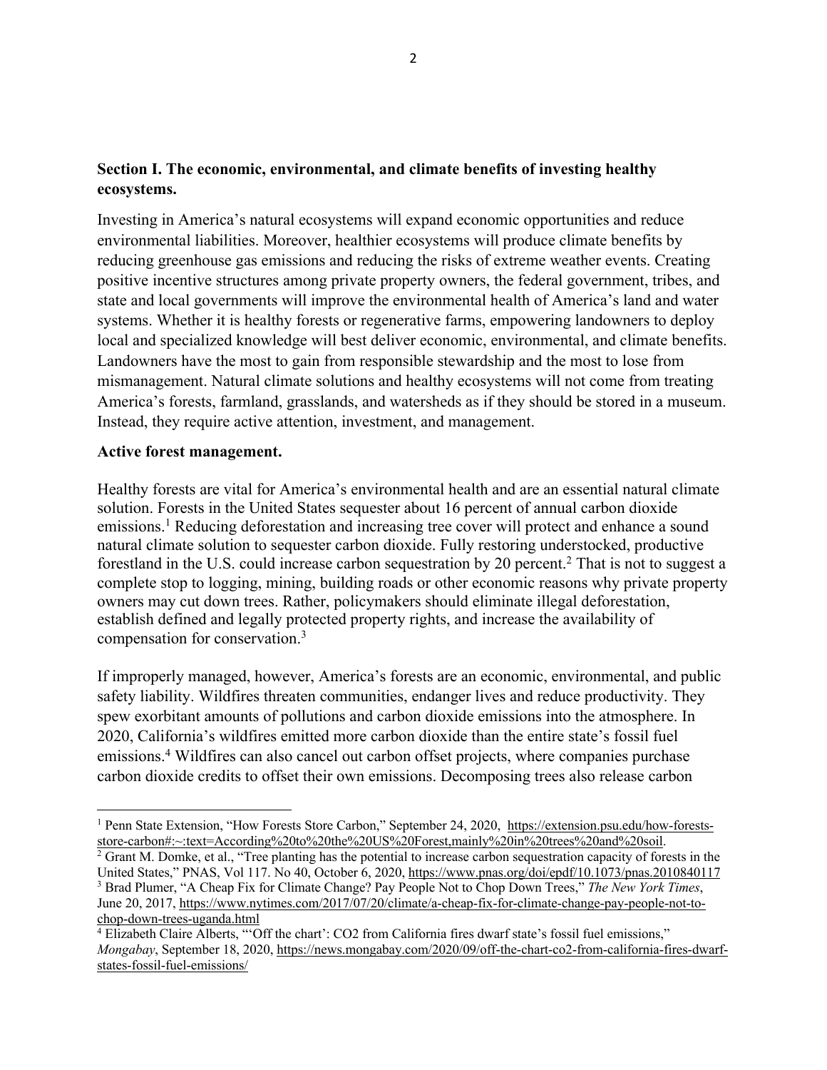**Section I. The economic, environmental, and climate benefits of investing healthy ecosystems.**

Investing in America's natural ecosystems will expand economic opportunities and reduce environmental liabilities. Moreover, healthier ecosystems will produce climate benefits by reducing greenhouse gas emissions and reducing the risks of extreme weather events. Creating positive incentive structures among private property owners, the federal government, tribes, and state and local governments will improve the environmental health of America's land and water systems. Whether it is healthy forests or regenerative farms, empowering landowners to deploy local and specialized knowledge will best deliver economic, environmental, and climate benefits. Landowners have the most to gain from responsible stewardship and the most to lose from mismanagement. Natural climate solutions and healthy ecosystems will not come from treating America's forests, farmland, grasslands, and watersheds as if they should be stored in a museum. Instead, they require active attention, investment, and management.

**Active forest management.**

Healthy forests are vital for America's environmental health and are an essential natural climate solution. Forests in the United States sequester about 16 percent of annual carbon dioxide emissions.[1] Reducing deforestation and increasing tree cover will protect and enhance a sound natural climate solution to sequester carbon dioxide. Fully restoring understocked, productive forestland in the U.S. could increase carbon sequestration by 20 percent.[2] That is not to suggest a complete stop to logging, mining, building roads or other economic reasons why private property owners may cut down trees. Rather, policymakers should eliminate illegal deforestation, establish defined and legally protected property rights, and increase the availability of compensation for conservation.[3]

If improperly managed, however, America's forests are an economic, environmental, and public safety liability. Wildfires threaten communities, endanger lives and reduce productivity. They spew exorbitant amounts of pollutions and carbon dioxide emissions into the atmosphere. In 2020, California's wildfires emitted more carbon dioxide than the entire state's fossil fuel emissions.[4] Wildfires can also cancel out carbon offset projects, where companies purchase carbon dioxide credits to offset their own emissions. Decomposing trees also release carbon

---

[1] Penn State Extension, "How Forests Store Carbon," September 24, 2020, https://extension.psu.edu/how-forests-store-carbon#:~:text=According%20to%20the%20US%20Forest,mainly%20in%20trees%20and%20soil.

[2] Grant M. Domke, et al., "Tree planting has the potential to increase carbon sequestration capacity of forests in the United States," PNAS, Vol 117. No 40, October 6, 2020, https://www.pnas.org/doi/epdf/10.1073/pnas.2010840117

[3] Brad Plumer, "A Cheap Fix for Climate Change? Pay People Not to Chop Down Trees," *The New York Times*, June 20, 2017, https://www.nytimes.com/2017/07/20/climate/a-cheap-fix-for-climate-change-pay-people-not-to-chop-down-trees-uganda.html

[4] Elizabeth Claire Alberts, "'Off the chart': CO2 from California fires dwarf state's fossil fuel emissions," *Mongabay*, September 18, 2020, https://news.mongabay.com/2020/09/off-the-chart-co2-from-california-fires-dwarf-states-fossil-fuel-emissions/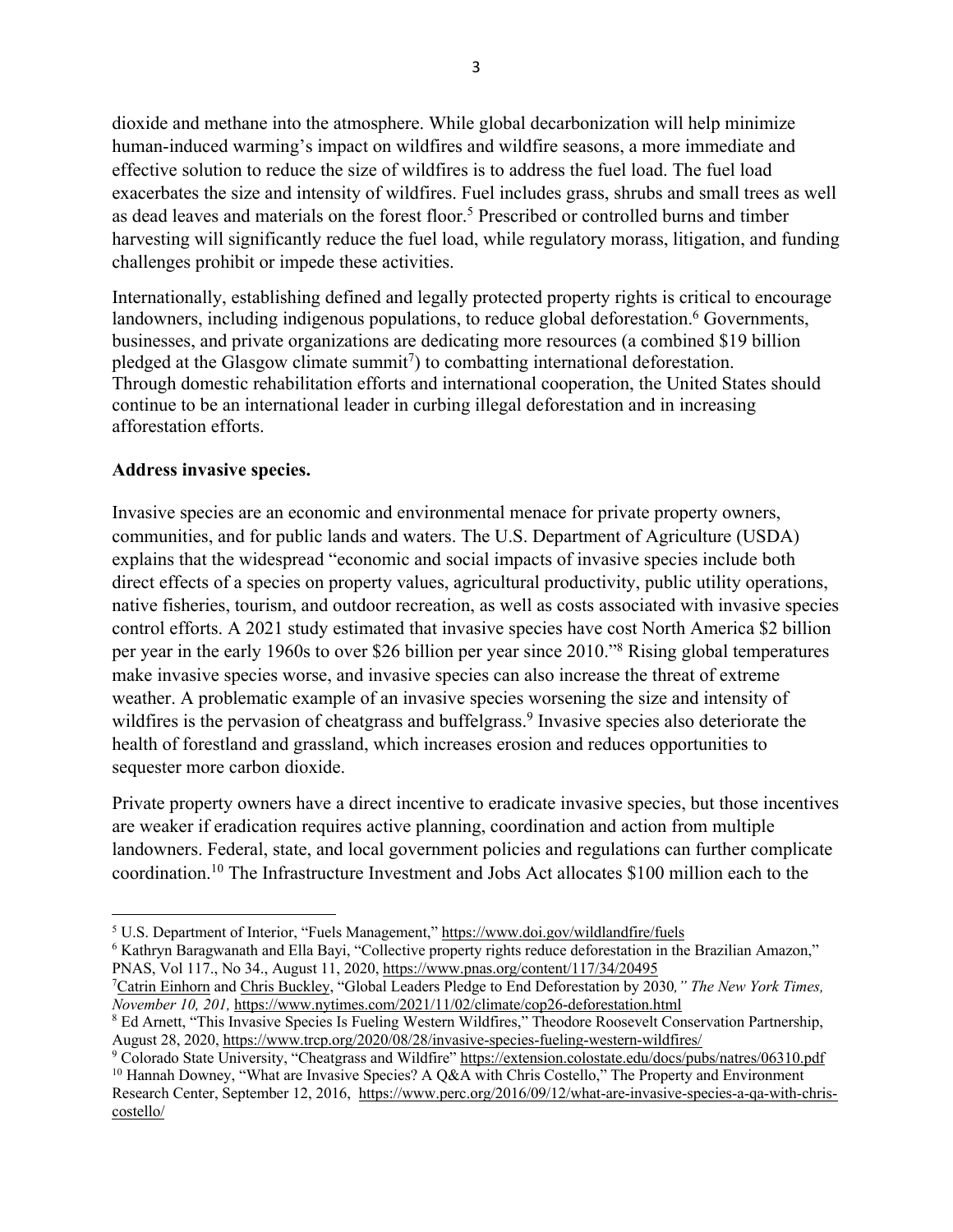dioxide and methane into the atmosphere. While global decarbonization will help minimize human-induced warming's impact on wildfires and wildfire seasons, a more immediate and effective solution to reduce the size of wildfires is to address the fuel load. The fuel load exacerbates the size and intensity of wildfires. Fuel includes grass, shrubs and small trees as well as dead leaves and materials on the forest floor.[5] Prescribed or controlled burns and timber harvesting will significantly reduce the fuel load, while regulatory morass, litigation, and funding challenges prohibit or impede these activities.

Internationally, establishing defined and legally protected property rights is critical to encourage landowners, including indigenous populations, to reduce global deforestation.[6] Governments, businesses, and private organizations are dedicating more resources (a combined $19 billion pledged at the Glasgow climate summit[7]) to combatting international deforestation. Through domestic rehabilitation efforts and international cooperation, the United States should continue to be an international leader in curbing illegal deforestation and in increasing afforestation efforts.

**Address invasive species.**

Invasive species are an economic and environmental menace for private property owners, communities, and for public lands and waters. The U.S. Department of Agriculture (USDA) explains that the widespread "economic and social impacts of invasive species include both direct effects of a species on property values, agricultural productivity, public utility operations, native fisheries, tourism, and outdoor recreation, as well as costs associated with invasive species control efforts. A 2021 study estimated that invasive species have cost North America $2 billion per year in the early 1960s to over $26 billion per year since 2010."[8] Rising global temperatures make invasive species worse, and invasive species can also increase the threat of extreme weather. A problematic example of an invasive species worsening the size and intensity of wildfires is the pervasion of cheatgrass and buffelgrass.[9] Invasive species also deteriorate the health of forestland and grassland, which increases erosion and reduces opportunities to sequester more carbon dioxide.

Private property owners have a direct incentive to eradicate invasive species, but those incentives are weaker if eradication requires active planning, coordination and action from multiple landowners. Federal, state, and local government policies and regulations can further complicate coordination.[10] The Infrastructure Investment and Jobs Act allocates $100 million each to the

---

[5] U.S. Department of Interior, "Fuels Management," https://www.doi.gov/wildlandfire/fuels

[6] Kathryn Baragwanath and Ella Bayi, "Collective property rights reduce deforestation in the Brazilian Amazon," PNAS, Vol 117., No 34., August 11, 2020, https://www.pnas.org/content/117/34/20495

[7] Catrin Einhorn and Chris Buckley, "Global Leaders Pledge to End Deforestation by 2030*," The New York Times, November 10, 201,* https://www.nytimes.com/2021/11/02/climate/cop26-deforestation.html

[8] Ed Arnett, "This Invasive Species Is Fueling Western Wildfires," Theodore Roosevelt Conservation Partnership, August 28, 2020, https://www.trcp.org/2020/08/28/invasive-species-fueling-western-wildfires/

[9] Colorado State University, "Cheatgrass and Wildfire" https://extension.colostate.edu/docs/pubs/natres/06310.pdf

[10] Hannah Downey, "What are Invasive Species? A Q&A with Chris Costello," The Property and Environment Research Center, September 12, 2016, https://www.perc.org/2016/09/12/what-are-invasive-species-a-qa-with-chris-costello/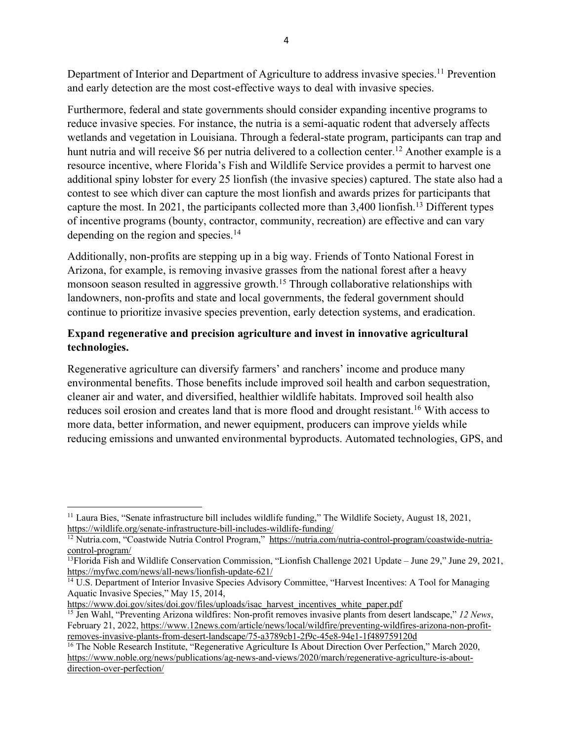Department of Interior and Department of Agriculture to address invasive species.[11] Prevention and early detection are the most cost-effective ways to deal with invasive species.

Furthermore, federal and state governments should consider expanding incentive programs to reduce invasive species. For instance, the nutria is a semi-aquatic rodent that adversely affects wetlands and vegetation in Louisiana. Through a federal-state program, participants can trap and hunt nutria and will receive $6 per nutria delivered to a collection center.[12] Another example is a resource incentive, where Florida's Fish and Wildlife Service provides a permit to harvest one additional spiny lobster for every 25 lionfish (the invasive species) captured. The state also had a contest to see which diver can capture the most lionfish and awards prizes for participants that capture the most. In 2021, the participants collected more than 3,400 lionfish.[13] Different types of incentive programs (bounty, contractor, community, recreation) are effective and can vary depending on the region and species.[14]

Additionally, non-profits are stepping up in a big way. Friends of Tonto National Forest in Arizona, for example, is removing invasive grasses from the national forest after a heavy monsoon season resulted in aggressive growth.[15] Through collaborative relationships with landowners, non-profits and state and local governments, the federal government should continue to prioritize invasive species prevention, early detection systems, and eradication.

**Expand regenerative and precision agriculture and invest in innovative agricultural technologies.**

Regenerative agriculture can diversify farmers' and ranchers' income and produce many environmental benefits. Those benefits include improved soil health and carbon sequestration, cleaner air and water, and diversified, healthier wildlife habitats. Improved soil health also reduces soil erosion and creates land that is more flood and drought resistant.[16] With access to more data, better information, and newer equipment, producers can improve yields while reducing emissions and unwanted environmental byproducts. Automated technologies, GPS, and

---

[11] Laura Bies, "Senate infrastructure bill includes wildlife funding," The Wildlife Society, August 18, 2021, https://wildlife.org/senate-infrastructure-bill-includes-wildlife-funding/

[12] Nutria.com, "Coastwide Nutria Control Program," https://nutria.com/nutria-control-program/coastwide-nutria-control-program/

[13] Florida Fish and Wildlife Conservation Commission, "Lionfish Challenge 2021 Update – June 29," June 29, 2021, https://myfwc.com/news/all-news/lionfish-update-621/

[14] U.S. Department of Interior Invasive Species Advisory Committee, "Harvest Incentives: A Tool for Managing Aquatic Invasive Species," May 15, 2014, https://www.doi.gov/sites/doi.gov/files/uploads/isac_harvest_incentives_white_paper.pdf

[15] Jen Wahl, "Preventing Arizona wildfires: Non-profit removes invasive plants from desert landscape," *12 News*, February 21, 2022, https://www.12news.com/article/news/local/wildfire/preventing-wildfires-arizona-non-profit-removes-invasive-plants-from-desert-landscape/75-a3789cb1-2f9c-45e8-94e1-1f489759120d

[16] The Noble Research Institute, "Regenerative Agriculture Is About Direction Over Perfection," March 2020, https://www.noble.org/news/publications/ag-news-and-views/2020/march/regenerative-agriculture-is-about-direction-over-perfection/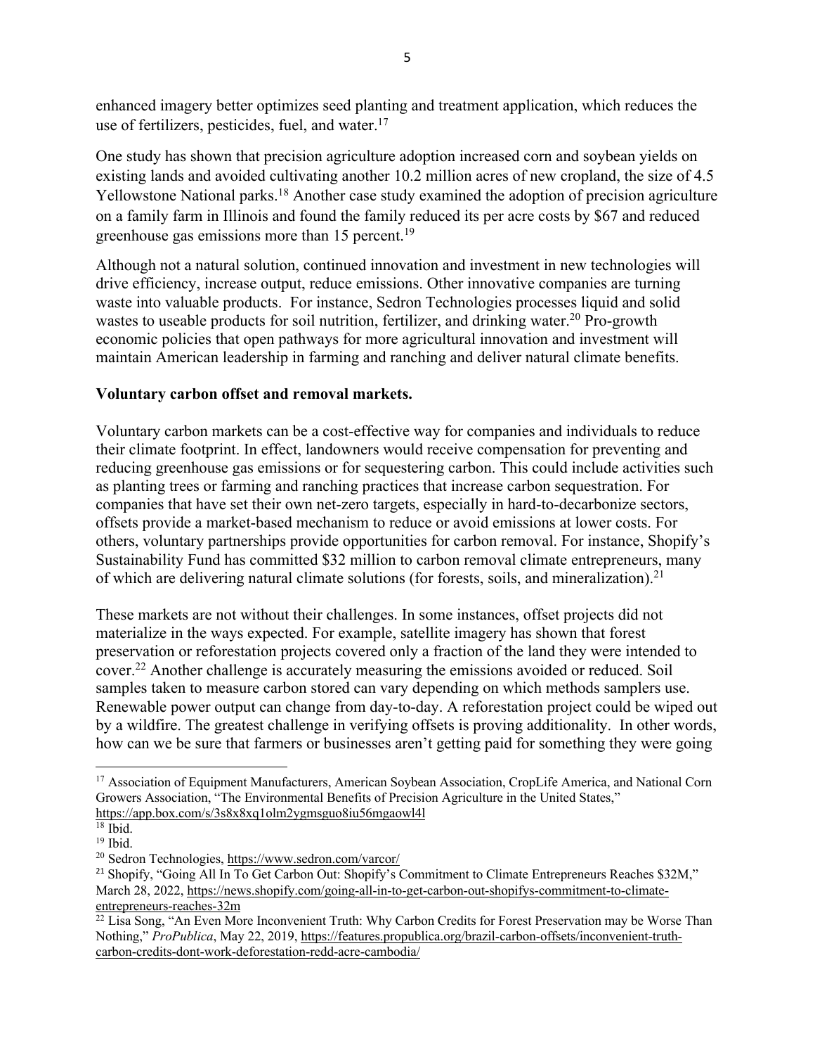enhanced imagery better optimizes seed planting and treatment application, which reduces the use of fertilizers, pesticides, fuel, and water.[17]

One study has shown that precision agriculture adoption increased corn and soybean yields on existing lands and avoided cultivating another 10.2 million acres of new cropland, the size of 4.5 Yellowstone National parks.[18] Another case study examined the adoption of precision agriculture on a family farm in Illinois and found the family reduced its per acre costs by $67 and reduced greenhouse gas emissions more than 15 percent.[19]

Although not a natural solution, continued innovation and investment in new technologies will drive efficiency, increase output, reduce emissions. Other innovative companies are turning waste into valuable products. For instance, Sedron Technologies processes liquid and solid wastes to useable products for soil nutrition, fertilizer, and drinking water.[20] Pro-growth economic policies that open pathways for more agricultural innovation and investment will maintain American leadership in farming and ranching and deliver natural climate benefits.

**Voluntary carbon offset and removal markets.**

Voluntary carbon markets can be a cost-effective way for companies and individuals to reduce their climate footprint. In effect, landowners would receive compensation for preventing and reducing greenhouse gas emissions or for sequestering carbon. This could include activities such as planting trees or farming and ranching practices that increase carbon sequestration. For companies that have set their own net-zero targets, especially in hard-to-decarbonize sectors, offsets provide a market-based mechanism to reduce or avoid emissions at lower costs. For others, voluntary partnerships provide opportunities for carbon removal. For instance, Shopify's Sustainability Fund has committed $32 million to carbon removal climate entrepreneurs, many of which are delivering natural climate solutions (for forests, soils, and mineralization).[21]

These markets are not without their challenges. In some instances, offset projects did not materialize in the ways expected. For example, satellite imagery has shown that forest preservation or reforestation projects covered only a fraction of the land they were intended to cover.[22] Another challenge is accurately measuring the emissions avoided or reduced. Soil samples taken to measure carbon stored can vary depending on which methods samplers use. Renewable power output can change from day-to-day. A reforestation project could be wiped out by a wildfire. The greatest challenge in verifying offsets is proving additionality. In other words, how can we be sure that farmers or businesses aren't getting paid for something they were going

---

[17] Association of Equipment Manufacturers, American Soybean Association, CropLife America, and National Corn Growers Association, "The Environmental Benefits of Precision Agriculture in the United States," https://app.box.com/s/3s8x8xq1olm2ygmsguo8iu56mgaowl4l

[18] Ibid.

[19] Ibid.

[20] Sedron Technologies, https://www.sedron.com/varcor/

[21] Shopify, "Going All In To Get Carbon Out: Shopify's Commitment to Climate Entrepreneurs Reaches $32M," March 28, 2022, https://news.shopify.com/going-all-in-to-get-carbon-out-shopifys-commitment-to-climate-entrepreneurs-reaches-32m

[22] Lisa Song, "An Even More Inconvenient Truth: Why Carbon Credits for Forest Preservation may be Worse Than Nothing," *ProPublica*, May 22, 2019, https://features.propublica.org/brazil-carbon-offsets/inconvenient-truth-carbon-credits-dont-work-deforestation-redd-acre-cambodia/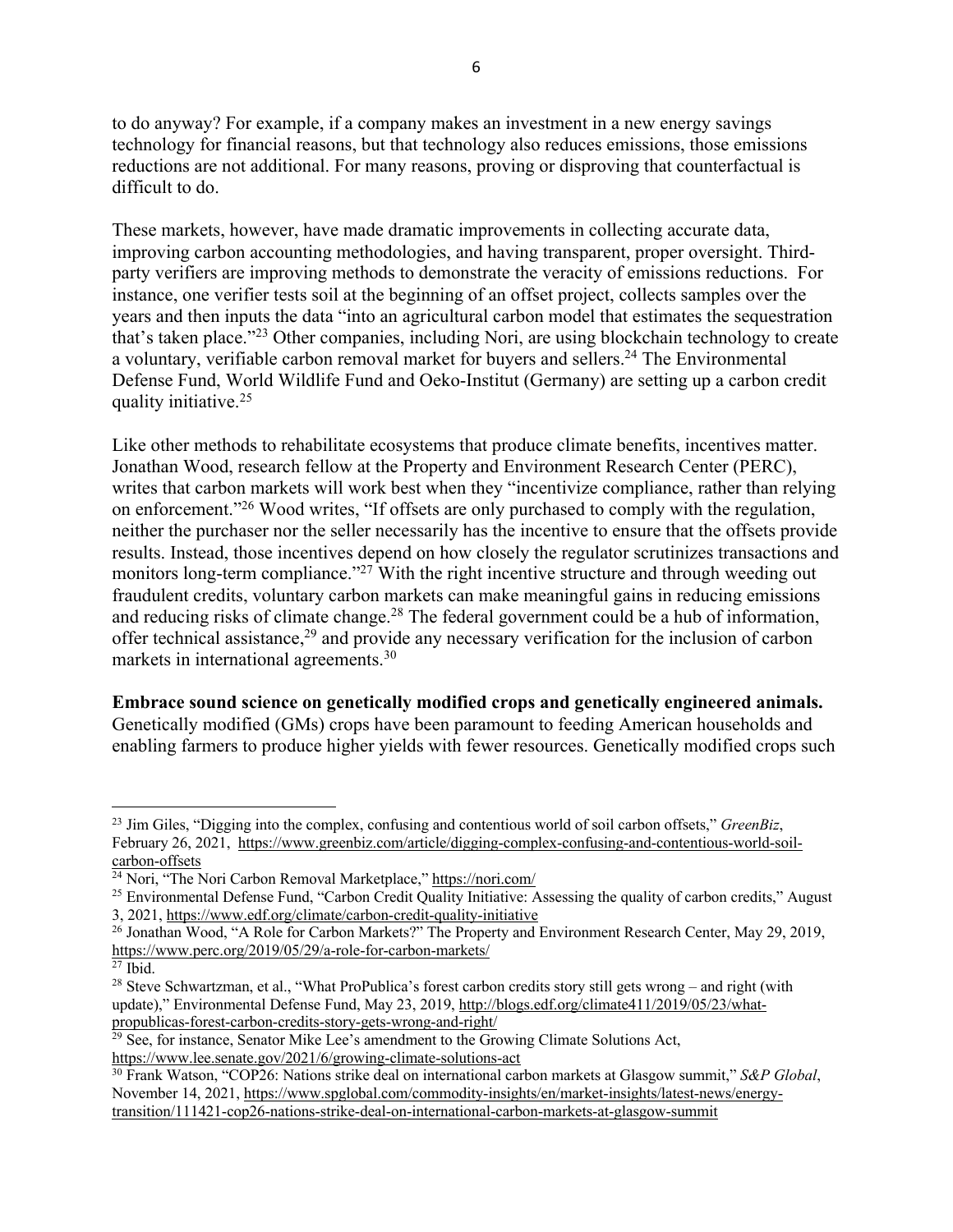to do anyway? For example, if a company makes an investment in a new energy savings technology for financial reasons, but that technology also reduces emissions, those emissions reductions are not additional. For many reasons, proving or disproving that counterfactual is difficult to do.

These markets, however, have made dramatic improvements in collecting accurate data, improving carbon accounting methodologies, and having transparent, proper oversight. Third-party verifiers are improving methods to demonstrate the veracity of emissions reductions. For instance, one verifier tests soil at the beginning of an offset project, collects samples over the years and then inputs the data "into an agricultural carbon model that estimates the sequestration that's taken place."[23] Other companies, including Nori, are using blockchain technology to create a voluntary, verifiable carbon removal market for buyers and sellers.[24] The Environmental Defense Fund, World Wildlife Fund and Oeko-Institut (Germany) are setting up a carbon credit quality initiative.[25]

Like other methods to rehabilitate ecosystems that produce climate benefits, incentives matter. Jonathan Wood, research fellow at the Property and Environment Research Center (PERC), writes that carbon markets will work best when they "incentivize compliance, rather than relying on enforcement."[26] Wood writes, "If offsets are only purchased to comply with the regulation, neither the purchaser nor the seller necessarily has the incentive to ensure that the offsets provide results. Instead, those incentives depend on how closely the regulator scrutinizes transactions and monitors long-term compliance."[27] With the right incentive structure and through weeding out fraudulent credits, voluntary carbon markets can make meaningful gains in reducing emissions and reducing risks of climate change.[28] The federal government could be a hub of information, offer technical assistance,[29] and provide any necessary verification for the inclusion of carbon markets in international agreements.[30]

**Embrace sound science on genetically modified crops and genetically engineered animals.** Genetically modified (GMs) crops have been paramount to feeding American households and enabling farmers to produce higher yields with fewer resources. Genetically modified crops such

---

[23] Jim Giles, "Digging into the complex, confusing and contentious world of soil carbon offsets," *GreenBiz*, February 26, 2021, https://www.greenbiz.com/article/digging-complex-confusing-and-contentious-world-soil-carbon-offsets

[24] Nori, "The Nori Carbon Removal Marketplace," https://nori.com/

[25] Environmental Defense Fund, "Carbon Credit Quality Initiative: Assessing the quality of carbon credits," August 3, 2021, https://www.edf.org/climate/carbon-credit-quality-initiative

[26] Jonathan Wood, "A Role for Carbon Markets?" The Property and Environment Research Center, May 29, 2019, https://www.perc.org/2019/05/29/a-role-for-carbon-markets/

[27] Ibid.

[28] Steve Schwartzman, et al., "What ProPublica's forest carbon credits story still gets wrong – and right (with update)," Environmental Defense Fund, May 23, 2019, http://blogs.edf.org/climate411/2019/05/23/what-propublicas-forest-carbon-credits-story-gets-wrong-and-right/

[29] See, for instance, Senator Mike Lee's amendment to the Growing Climate Solutions Act, https://www.lee.senate.gov/2021/6/growing-climate-solutions-act

[30] Frank Watson, "COP26: Nations strike deal on international carbon markets at Glasgow summit," *S&P Global*, November 14, 2021, https://www.spglobal.com/commodity-insights/en/market-insights/latest-news/energy-transition/111421-cop26-nations-strike-deal-on-international-carbon-markets-at-glasgow-summit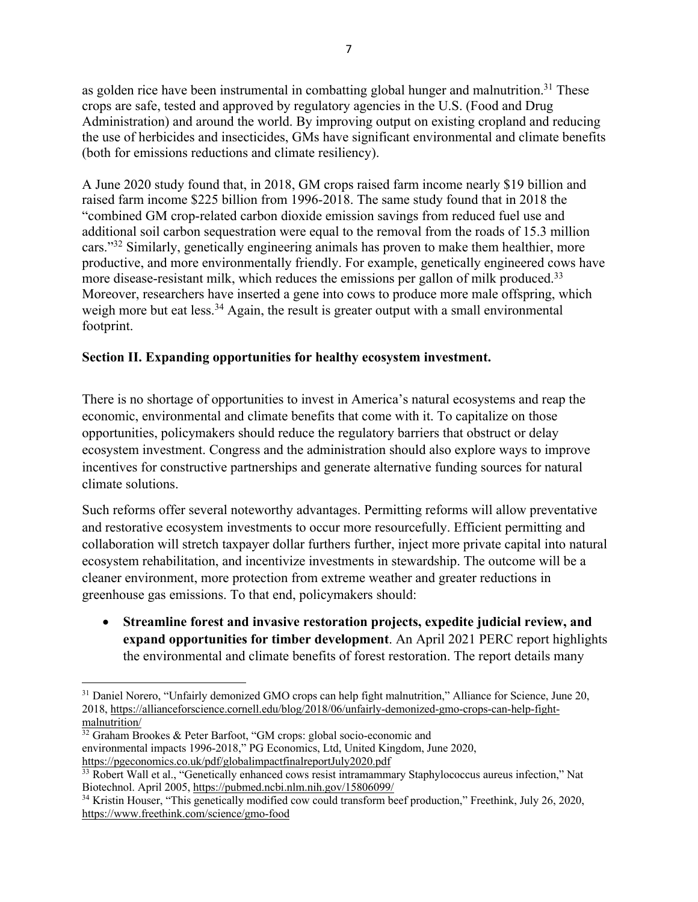as golden rice have been instrumental in combatting global hunger and malnutrition.[31] These crops are safe, tested and approved by regulatory agencies in the U.S. (Food and Drug Administration) and around the world. By improving output on existing cropland and reducing the use of herbicides and insecticides, GMs have significant environmental and climate benefits (both for emissions reductions and climate resiliency).

A June 2020 study found that, in 2018, GM crops raised farm income nearly $19 billion and raised farm income $225 billion from 1996-2018. The same study found that in 2018 the "combined GM crop-related carbon dioxide emission savings from reduced fuel use and additional soil carbon sequestration were equal to the removal from the roads of 15.3 million cars."[32] Similarly, genetically engineering animals has proven to make them healthier, more productive, and more environmentally friendly. For example, genetically engineered cows have more disease-resistant milk, which reduces the emissions per gallon of milk produced.[33] Moreover, researchers have inserted a gene into cows to produce more male offspring, which weigh more but eat less.[34] Again, the result is greater output with a small environmental footprint.

## Section II. Expanding opportunities for healthy ecosystem investment.

There is no shortage of opportunities to invest in America's natural ecosystems and reap the economic, environmental and climate benefits that come with it. To capitalize on those opportunities, policymakers should reduce the regulatory barriers that obstruct or delay ecosystem investment. Congress and the administration should also explore ways to improve incentives for constructive partnerships and generate alternative funding sources for natural climate solutions.

Such reforms offer several noteworthy advantages. Permitting reforms will allow preventative and restorative ecosystem investments to occur more resourcefully. Efficient permitting and collaboration will stretch taxpayer dollar furthers further, inject more private capital into natural ecosystem rehabilitation, and incentivize investments in stewardship. The outcome will be a cleaner environment, more protection from extreme weather and greater reductions in greenhouse gas emissions. To that end, policymakers should:

- **Streamline forest and invasive restoration projects, expedite judicial review, and expand opportunities for timber development**. An April 2021 PERC report highlights the environmental and climate benefits of forest restoration. The report details many

---

[31] Daniel Norero, "Unfairly demonized GMO crops can help fight malnutrition," Alliance for Science, June 20, 2018, https://allianceforscience.cornell.edu/blog/2018/06/unfairly-demonized-gmo-crops-can-help-fight-malnutrition/

[32] Graham Brookes & Peter Barfoot, "GM crops: global socio-economic and environmental impacts 1996-2018," PG Economics, Ltd, United Kingdom, June 2020, https://pgeconomics.co.uk/pdf/globalimpactfinalreportJuly2020.pdf

[33] Robert Wall et al., "Genetically enhanced cows resist intramammary Staphylococcus aureus infection," Nat Biotechnol. April 2005, https://pubmed.ncbi.nlm.nih.gov/15806099/

[34] Kristin Houser, "This genetically modified cow could transform beef production," Freethink, July 26, 2020, https://www.freethink.com/science/gmo-food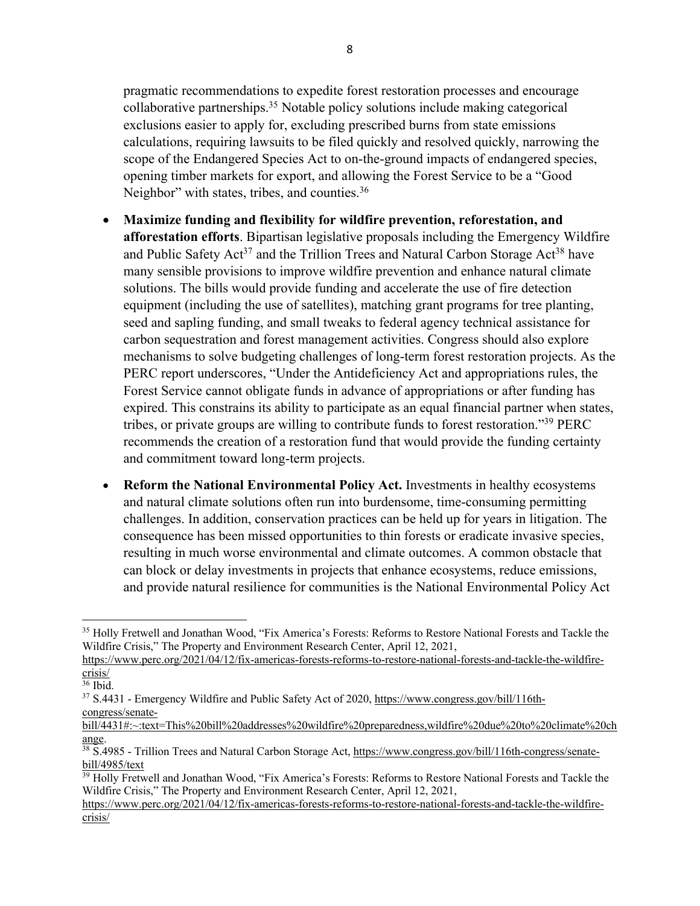pragmatic recommendations to expedite forest restoration processes and encourage collaborative partnerships.[35] Notable policy solutions include making categorical exclusions easier to apply for, excluding prescribed burns from state emissions calculations, requiring lawsuits to be filed quickly and resolved quickly, narrowing the scope of the Endangered Species Act to on-the-ground impacts of endangered species, opening timber markets for export, and allowing the Forest Service to be a "Good Neighbor" with states, tribes, and counties.[36]

- **Maximize funding and flexibility for wildfire prevention, reforestation, and afforestation efforts**. Bipartisan legislative proposals including the Emergency Wildfire and Public Safety Act[37] and the Trillion Trees and Natural Carbon Storage Act[38] have many sensible provisions to improve wildfire prevention and enhance natural climate solutions. The bills would provide funding and accelerate the use of fire detection equipment (including the use of satellites), matching grant programs for tree planting, seed and sapling funding, and small tweaks to federal agency technical assistance for carbon sequestration and forest management activities. Congress should also explore mechanisms to solve budgeting challenges of long-term forest restoration projects. As the PERC report underscores, "Under the Antideficiency Act and appropriations rules, the Forest Service cannot obligate funds in advance of appropriations or after funding has expired. This constrains its ability to participate as an equal financial partner when states, tribes, or private groups are willing to contribute funds to forest restoration."[39] PERC recommends the creation of a restoration fund that would provide the funding certainty and commitment toward long-term projects.

- **Reform the National Environmental Policy Act.** Investments in healthy ecosystems and natural climate solutions often run into burdensome, time-consuming permitting challenges. In addition, conservation practices can be held up for years in litigation. The consequence has been missed opportunities to thin forests or eradicate invasive species, resulting in much worse environmental and climate outcomes. A common obstacle that can block or delay investments in projects that enhance ecosystems, reduce emissions, and provide natural resilience for communities is the National Environmental Policy Act

---

[35] Holly Fretwell and Jonathan Wood, "Fix America's Forests: Reforms to Restore National Forests and Tackle the Wildfire Crisis," The Property and Environment Research Center, April 12, 2021, https://www.perc.org/2021/04/12/fix-americas-forests-reforms-to-restore-national-forests-and-tackle-the-wildfire-crisis/

[36] Ibid.

[37] S.4431 - Emergency Wildfire and Public Safety Act of 2020, https://www.congress.gov/bill/116th-congress/senate-bill/4431#:~:text=This%20bill%20addresses%20wildfire%20preparedness,wildfire%20due%20to%20climate%20change.

[38] S.4985 - Trillion Trees and Natural Carbon Storage Act, https://www.congress.gov/bill/116th-congress/senate-bill/4985/text

[39] Holly Fretwell and Jonathan Wood, "Fix America's Forests: Reforms to Restore National Forests and Tackle the Wildfire Crisis," The Property and Environment Research Center, April 12, 2021, https://www.perc.org/2021/04/12/fix-americas-forests-reforms-to-restore-national-forests-and-tackle-the-wildfire-crisis/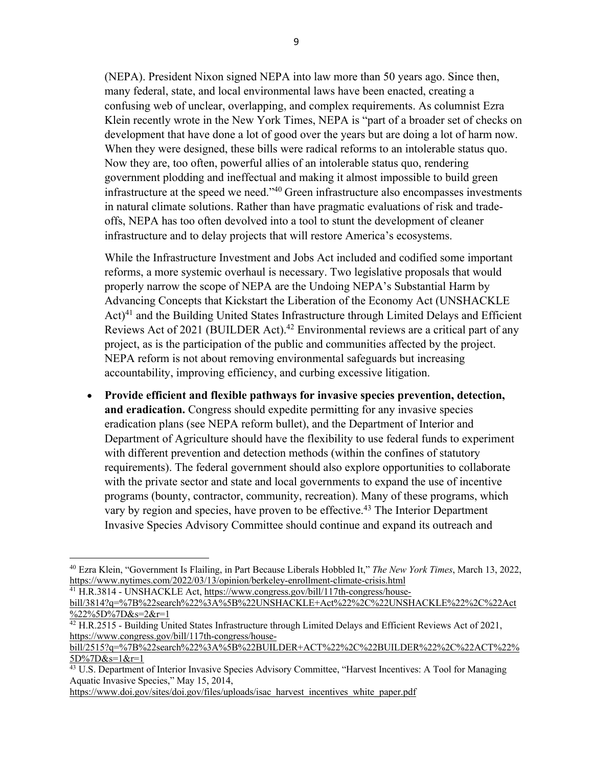(NEPA). President Nixon signed NEPA into law more than 50 years ago. Since then, many federal, state, and local environmental laws have been enacted, creating a confusing web of unclear, overlapping, and complex requirements. As columnist Ezra Klein recently wrote in the New York Times, NEPA is "part of a broader set of checks on development that have done a lot of good over the years but are doing a lot of harm now. When they were designed, these bills were radical reforms to an intolerable status quo. Now they are, too often, powerful allies of an intolerable status quo, rendering government plodding and ineffectual and making it almost impossible to build green infrastructure at the speed we need."[40] Green infrastructure also encompasses investments in natural climate solutions. Rather than have pragmatic evaluations of risk and trade-offs, NEPA has too often devolved into a tool to stunt the development of cleaner infrastructure and to delay projects that will restore America's ecosystems.

While the Infrastructure Investment and Jobs Act included and codified some important reforms, a more systemic overhaul is necessary. Two legislative proposals that would properly narrow the scope of NEPA are the Undoing NEPA's Substantial Harm by Advancing Concepts that Kickstart the Liberation of the Economy Act (UNSHACKLE Act)[41] and the Building United States Infrastructure through Limited Delays and Efficient Reviews Act of 2021 (BUILDER Act).[42] Environmental reviews are a critical part of any project, as is the participation of the public and communities affected by the project. NEPA reform is not about removing environmental safeguards but increasing accountability, improving efficiency, and curbing excessive litigation.

- **Provide efficient and flexible pathways for invasive species prevention, detection, and eradication.** Congress should expedite permitting for any invasive species eradication plans (see NEPA reform bullet), and the Department of Interior and Department of Agriculture should have the flexibility to use federal funds to experiment with different prevention and detection methods (within the confines of statutory requirements). The federal government should also explore opportunities to collaborate with the private sector and state and local governments to expand the use of incentive programs (bounty, contractor, community, recreation). Many of these programs, which vary by region and species, have proven to be effective.[43] The Interior Department Invasive Species Advisory Committee should continue and expand its outreach and

---

[40] Ezra Klein, "Government Is Flailing, in Part Because Liberals Hobbled It," *The New York Times*, March 13, 2022, https://www.nytimes.com/2022/03/13/opinion/berkeley-enrollment-climate-crisis.html

[41] H.R.3814 - UNSHACKLE Act, https://www.congress.gov/bill/117th-congress/house-bill/3814?q=%7B%22search%22%3A%5B%22UNSHACKLE+Act%22%2C%22UNSHACKLE%22%2C%22Act%22%5D%7D&s=2&r=1

[42] H.R.2515 - Building United States Infrastructure through Limited Delays and Efficient Reviews Act of 2021, https://www.congress.gov/bill/117th-congress/house-bill/2515?q=%7B%22search%22%3A%5B%22BUILDER+ACT%22%2C%22BUILDER%22%2C%22ACT%22%5D%7D&s=1&r=1

[43] U.S. Department of Interior Invasive Species Advisory Committee, "Harvest Incentives: A Tool for Managing Aquatic Invasive Species," May 15, 2014, https://www.doi.gov/sites/doi.gov/files/uploads/isac_harvest_incentives_white_paper.pdf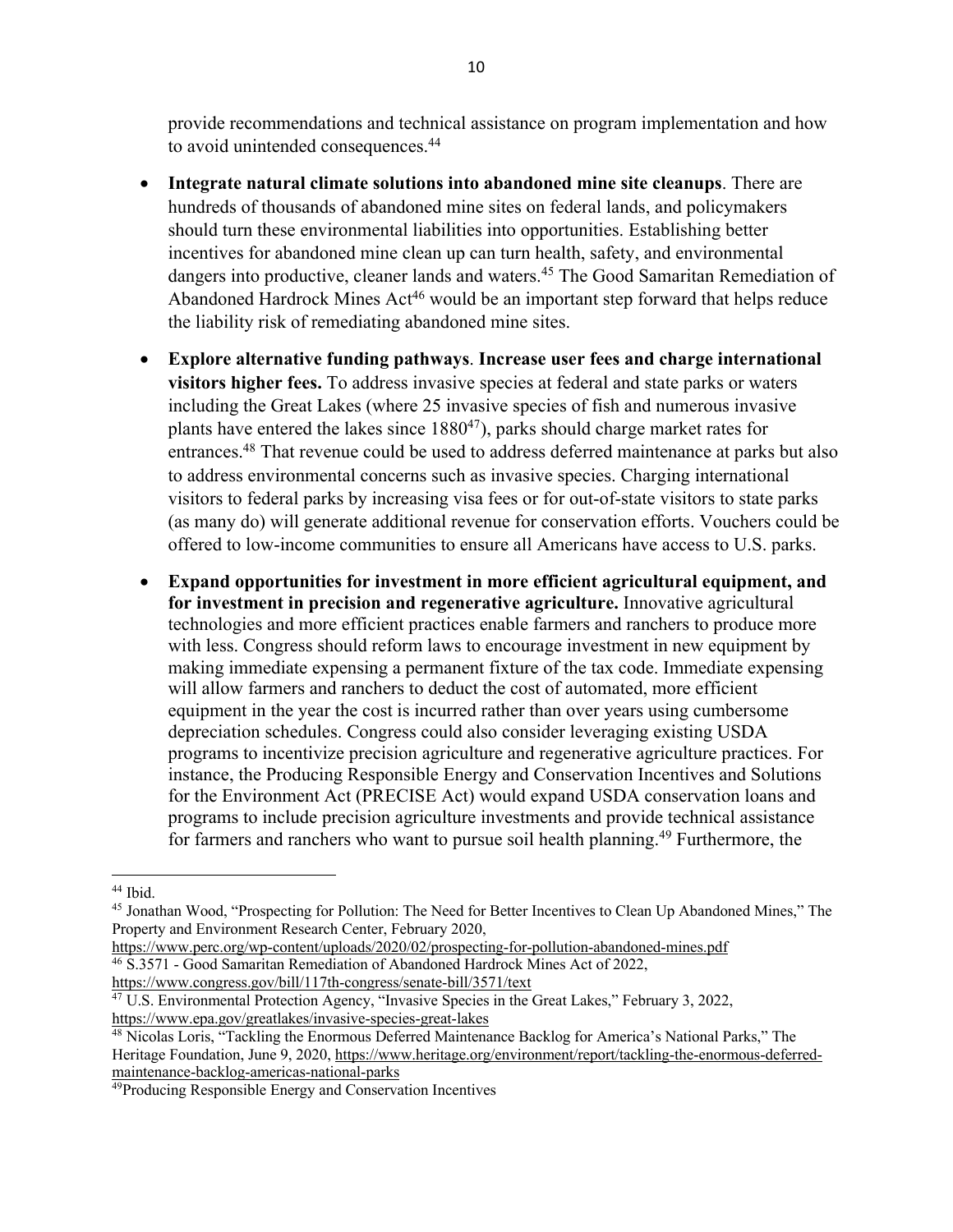provide recommendations and technical assistance on program implementation and how to avoid unintended consequences.[44]

- **Integrate natural climate solutions into abandoned mine site cleanups**. There are hundreds of thousands of abandoned mine sites on federal lands, and policymakers should turn these environmental liabilities into opportunities. Establishing better incentives for abandoned mine clean up can turn health, safety, and environmental dangers into productive, cleaner lands and waters.[45] The Good Samaritan Remediation of Abandoned Hardrock Mines Act[46] would be an important step forward that helps reduce the liability risk of remediating abandoned mine sites.

- **Explore alternative funding pathways**. **Increase user fees and charge international visitors higher fees.** To address invasive species at federal and state parks or waters including the Great Lakes (where 25 invasive species of fish and numerous invasive plants have entered the lakes since 1880[47]), parks should charge market rates for entrances.[48] That revenue could be used to address deferred maintenance at parks but also to address environmental concerns such as invasive species. Charging international visitors to federal parks by increasing visa fees or for out-of-state visitors to state parks (as many do) will generate additional revenue for conservation efforts. Vouchers could be offered to low-income communities to ensure all Americans have access to U.S. parks.

- **Expand opportunities for investment in more efficient agricultural equipment, and for investment in precision and regenerative agriculture.** Innovative agricultural technologies and more efficient practices enable farmers and ranchers to produce more with less. Congress should reform laws to encourage investment in new equipment by making immediate expensing a permanent fixture of the tax code. Immediate expensing will allow farmers and ranchers to deduct the cost of automated, more efficient equipment in the year the cost is incurred rather than over years using cumbersome depreciation schedules. Congress could also consider leveraging existing USDA programs to incentivize precision agriculture and regenerative agriculture practices. For instance, the Producing Responsible Energy and Conservation Incentives and Solutions for the Environment Act (PRECISE Act) would expand USDA conservation loans and programs to include precision agriculture investments and provide technical assistance for farmers and ranchers who want to pursue soil health planning.[49] Furthermore, the

---

[44] Ibid.

[45] Jonathan Wood, "Prospecting for Pollution: The Need for Better Incentives to Clean Up Abandoned Mines," The Property and Environment Research Center, February 2020, https://www.perc.org/wp-content/uploads/2020/02/prospecting-for-pollution-abandoned-mines.pdf

[46] S.3571 - Good Samaritan Remediation of Abandoned Hardrock Mines Act of 2022, https://www.congress.gov/bill/117th-congress/senate-bill/3571/text

[47] U.S. Environmental Protection Agency, "Invasive Species in the Great Lakes," February 3, 2022, https://www.epa.gov/greatlakes/invasive-species-great-lakes

[48] Nicolas Loris, "Tackling the Enormous Deferred Maintenance Backlog for America's National Parks," The Heritage Foundation, June 9, 2020, https://www.heritage.org/environment/report/tackling-the-enormous-deferred-maintenance-backlog-americas-national-parks

[49] Producing Responsible Energy and Conservation Incentives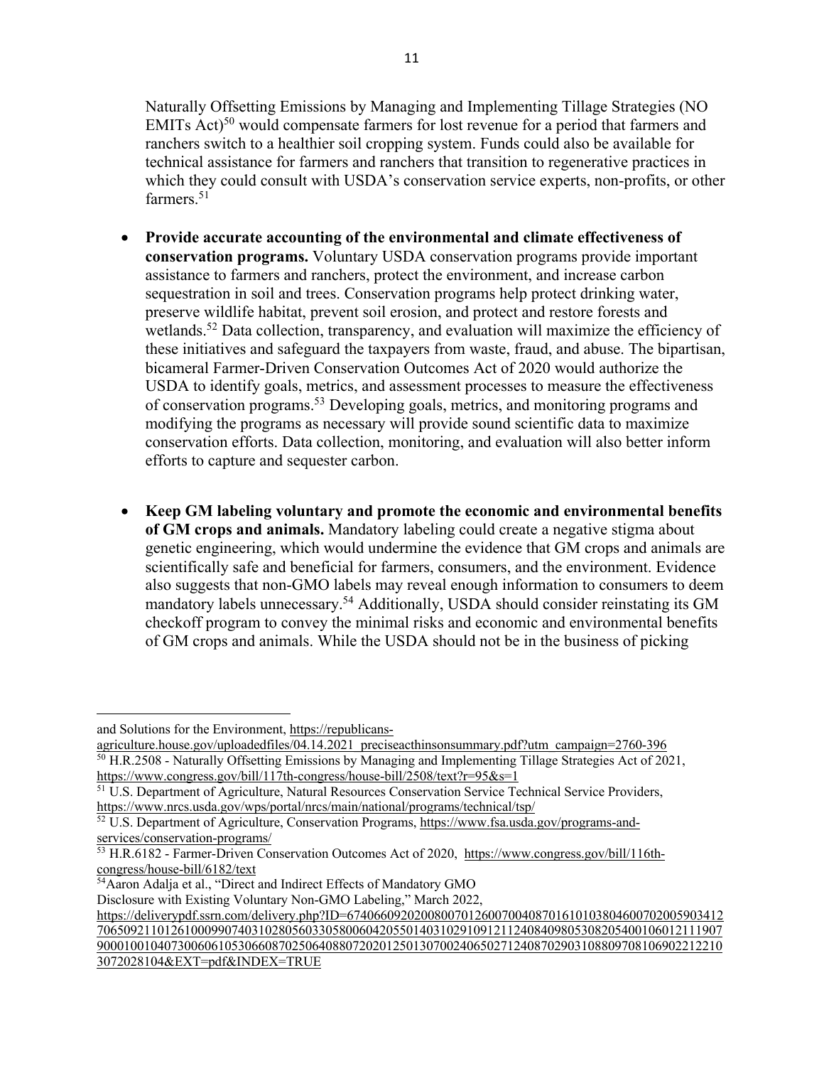Naturally Offsetting Emissions by Managing and Implementing Tillage Strategies (NO EMITs Act)[50] would compensate farmers for lost revenue for a period that farmers and ranchers switch to a healthier soil cropping system. Funds could also be available for technical assistance for farmers and ranchers that transition to regenerative practices in which they could consult with USDA's conservation service experts, non-profits, or other farmers.[51]

- **Provide accurate accounting of the environmental and climate effectiveness of conservation programs.** Voluntary USDA conservation programs provide important assistance to farmers and ranchers, protect the environment, and increase carbon sequestration in soil and trees. Conservation programs help protect drinking water, preserve wildlife habitat, prevent soil erosion, and protect and restore forests and wetlands.[52] Data collection, transparency, and evaluation will maximize the efficiency of these initiatives and safeguard the taxpayers from waste, fraud, and abuse. The bipartisan, bicameral Farmer-Driven Conservation Outcomes Act of 2020 would authorize the USDA to identify goals, metrics, and assessment processes to measure the effectiveness of conservation programs.[53] Developing goals, metrics, and monitoring programs and modifying the programs as necessary will provide sound scientific data to maximize conservation efforts. Data collection, monitoring, and evaluation will also better inform efforts to capture and sequester carbon.

- **Keep GM labeling voluntary and promote the economic and environmental benefits of GM crops and animals.** Mandatory labeling could create a negative stigma about genetic engineering, which would undermine the evidence that GM crops and animals are scientifically safe and beneficial for farmers, consumers, and the environment. Evidence also suggests that non-GMO labels may reveal enough information to consumers to deem mandatory labels unnecessary.[54] Additionally, USDA should consider reinstating its GM checkoff program to convey the minimal risks and economic and environmental benefits of GM crops and animals. While the USDA should not be in the business of picking

---

and Solutions for the Environment, https://republicans-agriculture.house.gov/uploadedfiles/04.14.2021_preciseacthinsonsummary.pdf?utm_campaign=2760-396

[50] H.R.2508 - Naturally Offsetting Emissions by Managing and Implementing Tillage Strategies Act of 2021, https://www.congress.gov/bill/117th-congress/house-bill/2508/text?r=95&s=1

[51] U.S. Department of Agriculture, Natural Resources Conservation Service Technical Service Providers, https://www.nrcs.usda.gov/wps/portal/nrcs/main/national/programs/technical/tsp/

[52] U.S. Department of Agriculture, Conservation Programs, https://www.fsa.usda.gov/programs-and-services/conservation-programs/

[53] H.R.6182 - Farmer-Driven Conservation Outcomes Act of 2020, https://www.congress.gov/bill/116th-congress/house-bill/6182/text

[54] Aaron Adalja et al., "Direct and Indirect Effects of Mandatory GMO Disclosure with Existing Voluntary Non-GMO Labeling," March 2022, https://deliverypdf.ssrn.com/delivery.php?ID=674066092020080070126007004087016101038046007020059034127065092110126100099074031028056033058006042055014031029109121124084098053082054001060121119079000100104073006061053066087025064088072020125013070024065027124087029031088097081069022122103072028104&EXT=pdf&INDEX=TRUE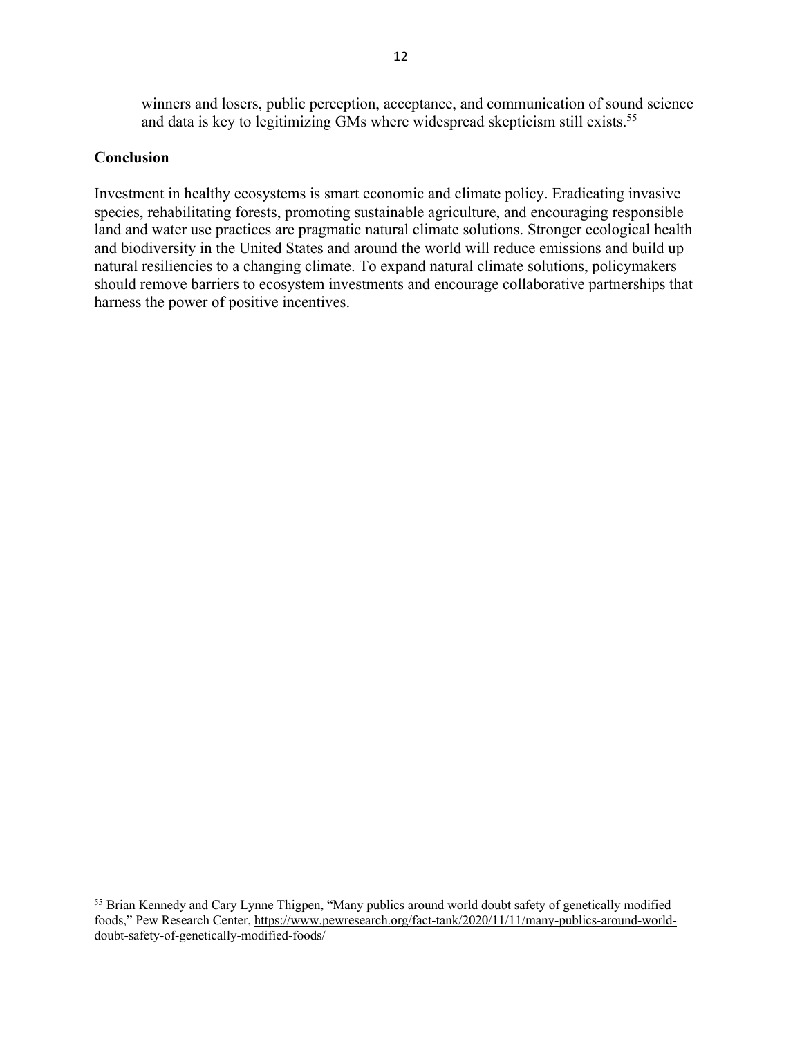winners and losers, public perception, acceptance, and communication of sound science and data is key to legitimizing GMs where widespread skepticism still exists.[55]

## Conclusion

Investment in healthy ecosystems is smart economic and climate policy. Eradicating invasive species, rehabilitating forests, promoting sustainable agriculture, and encouraging responsible land and water use practices are pragmatic natural climate solutions. Stronger ecological health and biodiversity in the United States and around the world will reduce emissions and build up natural resiliencies to a changing climate. To expand natural climate solutions, policymakers should remove barriers to ecosystem investments and encourage collaborative partnerships that harness the power of positive incentives.

---

[55] Brian Kennedy and Cary Lynne Thigpen, "Many publics around world doubt safety of genetically modified foods," Pew Research Center, https://www.pewresearch.org/fact-tank/2020/11/11/many-publics-around-world-doubt-safety-of-genetically-modified-foods/